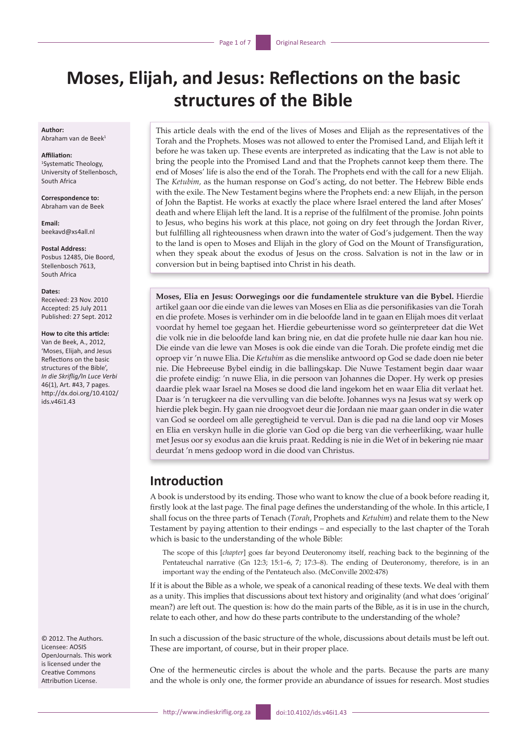# Moses, Elijah, and Jesus: Reflections on the basic structures of the Bible

**Author:**
Abraham van de Beek[1]

**Affiliation:**
[1]Systematic Theology, University of Stellenbosch, South Africa

**Correspondence to:**
Abraham van de Beek

**Email:**
beekavd@xs4all.nl

**Postal Address:**
Posbus 12485, Die Boord, Stellenbosch 7613, South Africa

**Dates:**
Received: 23 Nov. 2010
Accepted: 25 July 2011
Published: 27 Sept. 2012

**How to cite this article:**
Van de Beek, A., 2012, 'Moses, Elijah, and Jesus Reflections on the basic structures of the Bible', *In die Skriflig/In Luce Verbi* 46(1), Art. #43, 7 pages. http://dx.doi.org/10.4102/ids.v46i1.43

© 2012. The Authors. Licensee: AOSIS OpenJournals. This work is licensed under the Creative Commons Attribution License.

This article deals with the end of the lives of Moses and Elijah as the representatives of the Torah and the Prophets. Moses was not allowed to enter the Promised Land, and Elijah left it before he was taken up. These events are interpreted as indicating that the Law is not able to bring the people into the Promised Land and that the Prophets cannot keep them there. The end of Moses' life is also the end of the Torah. The Prophets end with the call for a new Elijah. The *Ketubim,* as the human response on God's acting, do not better. The Hebrew Bible ends with the exile. The New Testament begins where the Prophets end: a new Elijah, in the person of John the Baptist. He works at exactly the place where Israel entered the land after Moses' death and where Elijah left the land. It is a reprise of the fulfilment of the promise. John points to Jesus, who begins his work at this place, not going on dry feet through the Jordan River, but fulfilling all righteousness when drawn into the water of God's judgement. Then the way to the land is open to Moses and Elijah in the glory of God on the Mount of Transfiguration, when they speak about the exodus of Jesus on the cross. Salvation is not in the law or in conversion but in being baptised into Christ in his death.

**Moses, Elia en Jesus: Oorwegings oor die fundamentele strukture van die Bybel.** Hierdie artikel gaan oor die einde van die lewes van Moses en Elia as die personifikasies van die Torah en die profete. Moses is verhinder om in die beloofde land in te gaan en Elijah moes dit verlaat voordat hy hemel toe gegaan het. Hierdie gebeurtenisse word so geïnterpreteer dat die Wet die volk nie in die beloofde land kan bring nie, en dat die profete hulle nie daar kan hou nie. Die einde van die lewe van Moses is ook die einde van die Torah. Die profete eindig met die oproep vir 'n nuwe Elia. Die *Ketubim* as die menslike antwoord op God se dade doen nie beter nie. Die Hebreeuse Bybel eindig in die ballingskap. Die Nuwe Testament begin daar waar die profete eindig: 'n nuwe Elia, in die persoon van Johannes die Doper. Hy werk op presies daardie plek waar Israel na Moses se dood die land ingekom het en waar Elia dit verlaat het. Daar is 'n terugkeer na die vervulling van die belofte. Johannes wys na Jesus wat sy werk op hierdie plek begin. Hy gaan nie droogvoet deur die Jordaan nie maar gaan onder in die water van God se oordeel om alle geregtigheid te vervul. Dan is die pad na die land oop vir Moses en Elia en verskyn hulle in die glorie van God op die berg van die verheerliking, waar hulle met Jesus oor sy exodus aan die kruis praat. Redding is nie in die Wet of in bekering nie maar deurdat 'n mens gedoop word in die dood van Christus.

## Introduction

A book is understood by its ending. Those who want to know the clue of a book before reading it, firstly look at the last page. The final page defines the understanding of the whole. In this article, I shall focus on the three parts of Tenach (*Torah*, Prophets and *Ketubim*) and relate them to the New Testament by paying attention to their endings – and especially to the last chapter of the Torah which is basic to the understanding of the whole Bible:

> The scope of this [*chapter*] goes far beyond Deuteronomy itself, reaching back to the beginning of the Pentateuchal narrative (Gn 12:3; 15:1–6, 7; 17:3–8). The ending of Deuteronomy, therefore, is in an important way the ending of the Pentateuch also. (McConville 2002:478)

If it is about the Bible as a whole, we speak of a canonical reading of these texts. We deal with them as a unity. This implies that discussions about text history and originality (and what does 'original' mean?) are left out. The question is: how do the main parts of the Bible, as it is in use in the church, relate to each other, and how do these parts contribute to the understanding of the whole?

In such a discussion of the basic structure of the whole, discussions about details must be left out. These are important, of course, but in their proper place.

One of the hermeneutic circles is about the whole and the parts. Because the parts are many and the whole is only one, the former provide an abundance of issues for research. Most studies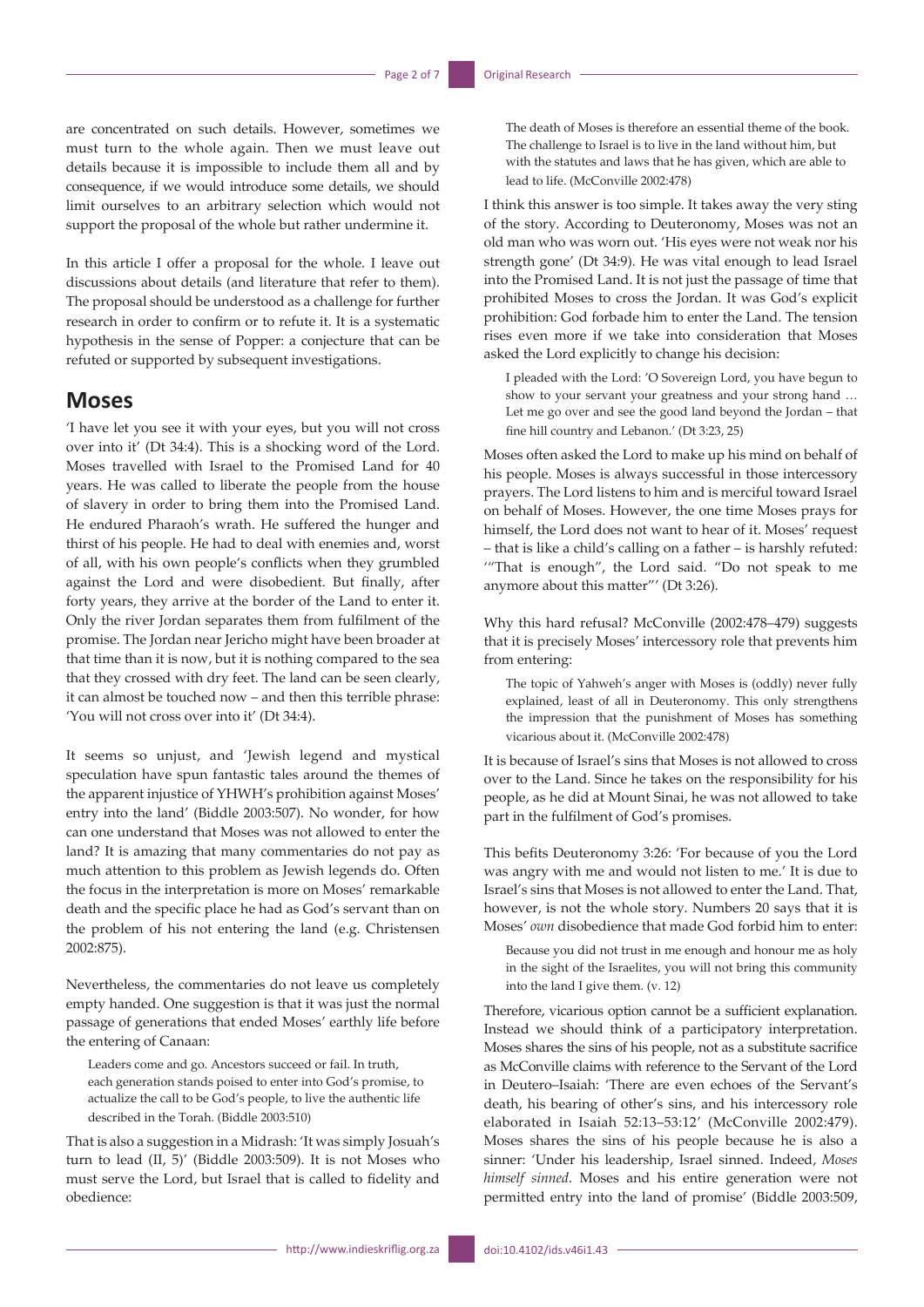are concentrated on such details. However, sometimes we must turn to the whole again. Then we must leave out details because it is impossible to include them all and by consequence, if we would introduce some details, we should limit ourselves to an arbitrary selection which would not support the proposal of the whole but rather undermine it.

In this article I offer a proposal for the whole. I leave out discussions about details (and literature that refer to them). The proposal should be understood as a challenge for further research in order to confirm or to refute it. It is a systematic hypothesis in the sense of Popper: a conjecture that can be refuted or supported by subsequent investigations.

## Moses

'I have let you see it with your eyes, but you will not cross over into it' (Dt 34:4). This is a shocking word of the Lord. Moses travelled with Israel to the Promised Land for 40 years. He was called to liberate the people from the house of slavery in order to bring them into the Promised Land. He endured Pharaoh's wrath. He suffered the hunger and thirst of his people. He had to deal with enemies and, worst of all, with his own people's conflicts when they grumbled against the Lord and were disobedient. But finally, after forty years, they arrive at the border of the Land to enter it. Only the river Jordan separates them from fulfilment of the promise. The Jordan near Jericho might have been broader at that time than it is now, but it is nothing compared to the sea that they crossed with dry feet. The land can be seen clearly, it can almost be touched now – and then this terrible phrase: 'You will not cross over into it' (Dt 34:4).

It seems so unjust, and 'Jewish legend and mystical speculation have spun fantastic tales around the themes of the apparent injustice of YHWH's prohibition against Moses' entry into the land' (Biddle 2003:507). No wonder, for how can one understand that Moses was not allowed to enter the land? It is amazing that many commentaries do not pay as much attention to this problem as Jewish legends do. Often the focus in the interpretation is more on Moses' remarkable death and the specific place he had as God's servant than on the problem of his not entering the land (e.g. Christensen 2002:875).

Nevertheless, the commentaries do not leave us completely empty handed. One suggestion is that it was just the normal passage of generations that ended Moses' earthly life before the entering of Canaan:

> Leaders come and go. Ancestors succeed or fail. In truth, each generation stands poised to enter into God's promise, to actualize the call to be God's people, to live the authentic life described in the Torah. (Biddle 2003:510)

That is also a suggestion in a Midrash: 'It was simply Josuah's turn to lead (II, 5)' (Biddle 2003:509). It is not Moses who must serve the Lord, but Israel that is called to fidelity and obedience:

> The death of Moses is therefore an essential theme of the book. The challenge to Israel is to live in the land without him, but with the statutes and laws that he has given, which are able to lead to life. (McConville 2002:478)

I think this answer is too simple. It takes away the very sting of the story. According to Deuteronomy, Moses was not an old man who was worn out. 'His eyes were not weak nor his strength gone' (Dt 34:9). He was vital enough to lead Israel into the Promised Land. It is not just the passage of time that prohibited Moses to cross the Jordan. It was God's explicit prohibition: God forbade him to enter the Land. The tension rises even more if we take into consideration that Moses asked the Lord explicitly to change his decision:

> I pleaded with the Lord: 'O Sovereign Lord, you have begun to show to your servant your greatness and your strong hand … Let me go over and see the good land beyond the Jordan – that fine hill country and Lebanon.' (Dt 3:23, 25)

Moses often asked the Lord to make up his mind on behalf of his people. Moses is always successful in those intercessory prayers. The Lord listens to him and is merciful toward Israel on behalf of Moses. However, the one time Moses prays for himself, the Lord does not want to hear of it. Moses' request – that is like a child's calling on a father – is harshly refuted: '"That is enough", the Lord said. "Do not speak to me anymore about this matter"' (Dt 3:26).

Why this hard refusal? McConville (2002:478–479) suggests that it is precisely Moses' intercessory role that prevents him from entering:

> The topic of Yahweh's anger with Moses is (oddly) never fully explained, least of all in Deuteronomy. This only strengthens the impression that the punishment of Moses has something vicarious about it. (McConville 2002:478)

It is because of Israel's sins that Moses is not allowed to cross over to the Land. Since he takes on the responsibility for his people, as he did at Mount Sinai, he was not allowed to take part in the fulfilment of God's promises.

This befits Deuteronomy 3:26: 'For because of you the Lord was angry with me and would not listen to me.' It is due to Israel's sins that Moses is not allowed to enter the Land. That, however, is not the whole story. Numbers 20 says that it is Moses' *own* disobedience that made God forbid him to enter:

> Because you did not trust in me enough and honour me as holy in the sight of the Israelites, you will not bring this community into the land I give them. (v. 12)

Therefore, vicarious option cannot be a sufficient explanation. Instead we should think of a participatory interpretation. Moses shares the sins of his people, not as a substitute sacrifice as McConville claims with reference to the Servant of the Lord in Deutero–Isaiah: 'There are even echoes of the Servant's death, his bearing of other's sins, and his intercessory role elaborated in Isaiah 52:13–53:12' (McConville 2002:479). Moses shares the sins of his people because he is also a sinner: 'Under his leadership, Israel sinned. Indeed, *Moses himself sinned*. Moses and his entire generation were not permitted entry into the land of promise' (Biddle 2003:509,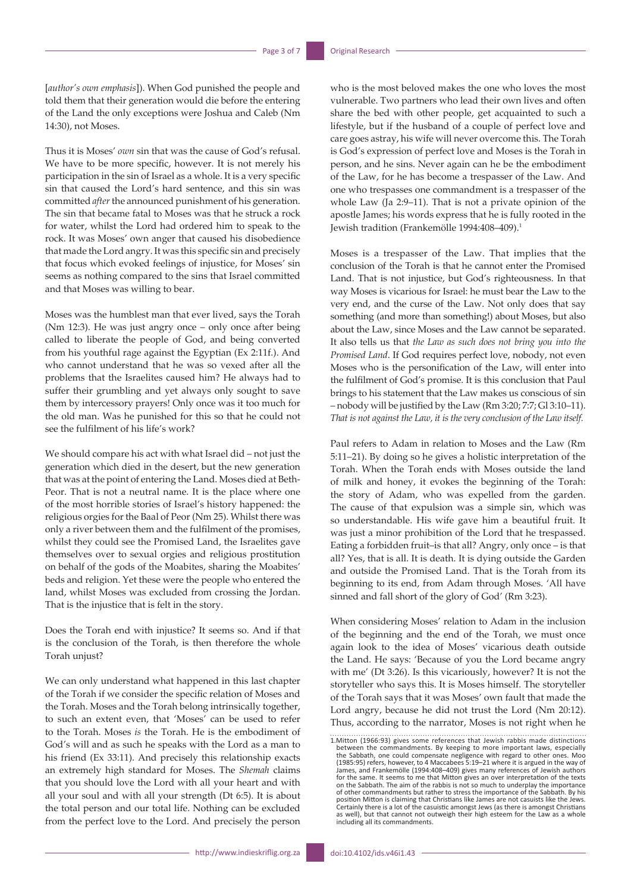[*author's own emphasis*]). When God punished the people and told them that their generation would die before the entering of the Land the only exceptions were Joshua and Caleb (Nm 14:30), not Moses.

Thus it is Moses' *own* sin that was the cause of God's refusal. We have to be more specific, however. It is not merely his participation in the sin of Israel as a whole. It is a very specific sin that caused the Lord's hard sentence, and this sin was committed *after* the announced punishment of his generation. The sin that became fatal to Moses was that he struck a rock for water, whilst the Lord had ordered him to speak to the rock. It was Moses' own anger that caused his disobedience that made the Lord angry. It was this specific sin and precisely that focus which evoked feelings of injustice, for Moses' sin seems as nothing compared to the sins that Israel committed and that Moses was willing to bear.

Moses was the humblest man that ever lived, says the Torah (Nm 12:3). He was just angry once – only once after being called to liberate the people of God, and being converted from his youthful rage against the Egyptian (Ex 2:11f.). And who cannot understand that he was so vexed after all the problems that the Israelites caused him? He always had to suffer their grumbling and yet always only sought to save them by intercessory prayers! Only once was it too much for the old man. Was he punished for this so that he could not see the fulfilment of his life's work?

We should compare his act with what Israel did – not just the generation which died in the desert, but the new generation that was at the point of entering the Land. Moses died at Beth-Peor. That is not a neutral name. It is the place where one of the most horrible stories of Israel's history happened: the religious orgies for the Baal of Peor (Nm 25). Whilst there was only a river between them and the fulfilment of the promises, whilst they could see the Promised Land, the Israelites gave themselves over to sexual orgies and religious prostitution on behalf of the gods of the Moabites, sharing the Moabites' beds and religion. Yet these were the people who entered the land, whilst Moses was excluded from crossing the Jordan. That is the injustice that is felt in the story.

Does the Torah end with injustice? It seems so. And if that is the conclusion of the Torah, is then therefore the whole Torah unjust?

We can only understand what happened in this last chapter of the Torah if we consider the specific relation of Moses and the Torah. Moses and the Torah belong intrinsically together, to such an extent even, that 'Moses' can be used to refer to the Torah. Moses *is* the Torah. He is the embodiment of God's will and as such he speaks with the Lord as a man to his friend (Ex 33:11). And precisely this relationship exacts an extremely high standard for Moses. The *Shemah* claims that you should love the Lord with all your heart and with all your soul and with all your strength (Dt 6:5). It is about the total person and our total life. Nothing can be excluded from the perfect love to the Lord. And precisely the person who is the most beloved makes the one who loves the most vulnerable. Two partners who lead their own lives and often share the bed with other people, get acquainted to such a lifestyle, but if the husband of a couple of perfect love and care goes astray, his wife will never overcome this. The Torah is God's expression of perfect love and Moses is the Torah in person, and he sins. Never again can he be the embodiment of the Law, for he has become a trespasser of the Law. And one who trespasses one commandment is a trespasser of the whole Law (Ja 2:9–11). That is not a private opinion of the apostle James; his words express that he is fully rooted in the Jewish tradition (Frankemölle 1994:408–409).[1]

Moses is a trespasser of the Law. That implies that the conclusion of the Torah is that he cannot enter the Promised Land. That is not injustice, but God's righteousness. In that way Moses is vicarious for Israel: he must bear the Law to the very end, and the curse of the Law. Not only does that say something (and more than something!) about Moses, but also about the Law, since Moses and the Law cannot be separated. It also tells us that *the Law as such does not bring you into the Promised Land*. If God requires perfect love, nobody, not even Moses who is the personification of the Law, will enter into the fulfilment of God's promise. It is this conclusion that Paul brings to his statement that the Law makes us conscious of sin – nobody will be justified by the Law (Rm 3:20; 7:7; Gl 3:10–11). *That is not against the Law, it is the very conclusion of the Law itself.*

Paul refers to Adam in relation to Moses and the Law (Rm 5:11–21). By doing so he gives a holistic interpretation of the Torah. When the Torah ends with Moses outside the land of milk and honey, it evokes the beginning of the Torah: the story of Adam, who was expelled from the garden. The cause of that expulsion was a simple sin, which was so understandable. His wife gave him a beautiful fruit. It was just a minor prohibition of the Lord that he trespassed. Eating a forbidden fruit–is that all? Angry, only once – is that all? Yes, that is all. It is death. It is dying outside the Garden and outside the Promised Land. That is the Torah from its beginning to its end, from Adam through Moses. 'All have sinned and fall short of the glory of God' (Rm 3:23).

When considering Moses' relation to Adam in the inclusion of the beginning and the end of the Torah, we must once again look to the idea of Moses' vicarious death outside the Land. He says: 'Because of you the Lord became angry with me' (Dt 3:26). Is this vicariously, however? It is not the storyteller who says this. It is Moses himself. The storyteller of the Torah says that it was Moses' own fault that made the Lord angry, because he did not trust the Lord (Nm 20:12). Thus, according to the narrator, Moses is not right when he

1. Mitton (1966:93) gives some references that Jewish rabbis made distinctions between the commandments. By keeping to more important laws, especially the Sabbath, one could compensate negligence with regard to other ones. Moo (1985:95) refers, however, to 4 Maccabees 5:19–21 where it is argued in the way of James, and Frankemölle (1994:408–409) gives many references of Jewish authors for the same. It seems to me that Mitton gives an over interpretation of the texts on the Sabbath. The aim of the rabbis is not so much to underplay the importance of other commandments but rather to stress the importance of the Sabbath. By his position Mitton is claiming that Christians like James are not casuists like the Jews. Certainly there is a lot of the casuistic amongst Jews (as there is amongst Christians as well), but that cannot not outweigh their high esteem for the Law as a whole including all its commandments.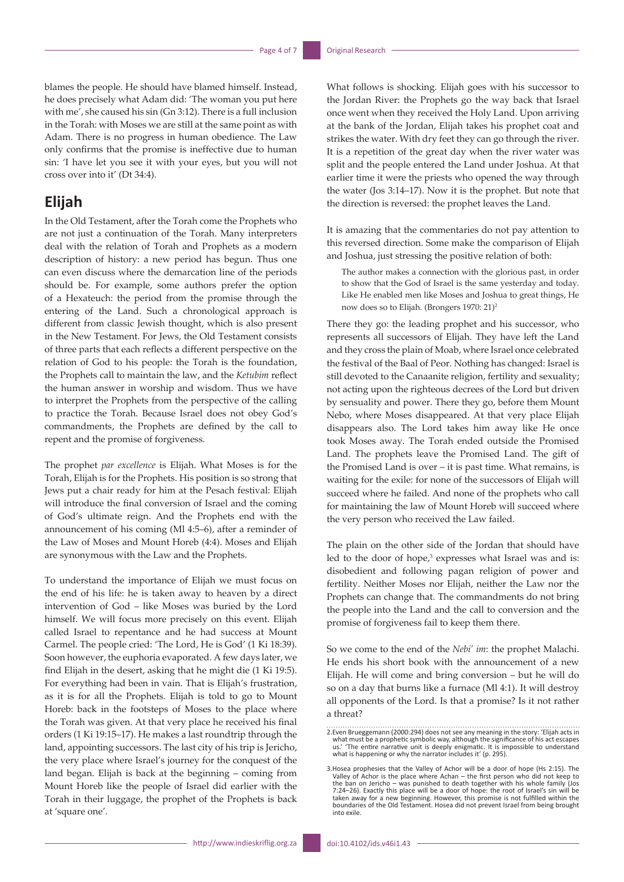blames the people. He should have blamed himself. Instead, he does precisely what Adam did: 'The woman you put here with me', she caused his sin (Gn 3:12). There is a full inclusion in the Torah: with Moses we are still at the same point as with Adam. There is no progress in human obedience. The Law only confirms that the promise is ineffective due to human sin: 'I have let you see it with your eyes, but you will not cross over into it' (Dt 34:4).

## Elijah

In the Old Testament, after the Torah come the Prophets who are not just a continuation of the Torah. Many interpreters deal with the relation of Torah and Prophets as a modern description of history: a new period has begun. Thus one can even discuss where the demarcation line of the periods should be. For example, some authors prefer the option of a Hexateuch: the period from the promise through the entering of the Land. Such a chronological approach is different from classic Jewish thought, which is also present in the New Testament. For Jews, the Old Testament consists of three parts that each reflects a different perspective on the relation of God to his people: the Torah is the foundation, the Prophets call to maintain the law, and the *Ketubim* reflect the human answer in worship and wisdom. Thus we have to interpret the Prophets from the perspective of the calling to practice the Torah. Because Israel does not obey God's commandments, the Prophets are defined by the call to repent and the promise of forgiveness.

The prophet *par excellence* is Elijah. What Moses is for the Torah, Elijah is for the Prophets. His position is so strong that Jews put a chair ready for him at the Pesach festival: Elijah will introduce the final conversion of Israel and the coming of God's ultimate reign. And the Prophets end with the announcement of his coming (Ml 4:5–6), after a reminder of the Law of Moses and Mount Horeb (4:4). Moses and Elijah are synonymous with the Law and the Prophets.

To understand the importance of Elijah we must focus on the end of his life: he is taken away to heaven by a direct intervention of God – like Moses was buried by the Lord himself. We will focus more precisely on this event. Elijah called Israel to repentance and he had success at Mount Carmel. The people cried: 'The Lord, He is God' (1 Ki 18:39). Soon however, the euphoria evaporated. A few days later, we find Elijah in the desert, asking that he might die (1 Ki 19:5). For everything had been in vain. That is Elijah's frustration, as it is for all the Prophets. Elijah is told to go to Mount Horeb: back in the footsteps of Moses to the place where the Torah was given. At that very place he received his final orders (1 Ki 19:15–17). He makes a last roundtrip through the land, appointing successors. The last city of his trip is Jericho, the very place where Israel's journey for the conquest of the land began. Elijah is back at the beginning – coming from Mount Horeb like the people of Israel did earlier with the Torah in their luggage, the prophet of the Prophets is back at 'square one'.

What follows is shocking. Elijah goes with his successor to the Jordan River: the Prophets go the way back that Israel once went when they received the Holy Land. Upon arriving at the bank of the Jordan, Elijah takes his prophet coat and strikes the water. With dry feet they can go through the river. It is a repetition of the great day when the river water was split and the people entered the Land under Joshua. At that earlier time it were the priests who opened the way through the water (Jos 3:14–17). Now it is the prophet. But note that the direction is reversed: the prophet leaves the Land.

It is amazing that the commentaries do not pay attention to this reversed direction. Some make the comparison of Elijah and Joshua, just stressing the positive relation of both:

> The author makes a connection with the glorious past, in order to show that the God of Israel is the same yesterday and today. Like He enabled men like Moses and Joshua to great things, He now does so to Elijah. (Brongers 1970: 21)[2]

There they go: the leading prophet and his successor, who represents all successors of Elijah. They have left the Land and they cross the plain of Moab, where Israel once celebrated the festival of the Baal of Peor. Nothing has changed: Israel is still devoted to the Canaanite religion, fertility and sexuality; not acting upon the righteous decrees of the Lord but driven by sensuality and power. There they go, before them Mount Nebo, where Moses disappeared. At that very place Elijah disappears also. The Lord takes him away like He once took Moses away. The Torah ended outside the Promised Land. The prophets leave the Promised Land. The gift of the Promised Land is over – it is past time. What remains, is waiting for the exile: for none of the successors of Elijah will succeed where he failed. And none of the prophets who call for maintaining the law of Mount Horeb will succeed where the very person who received the Law failed.

The plain on the other side of the Jordan that should have led to the door of hope,[3] expresses what Israel was and is: disobedient and following pagan religion of power and fertility. Neither Moses nor Elijah, neither the Law nor the Prophets can change that. The commandments do not bring the people into the Land and the call to conversion and the promise of forgiveness fail to keep them there.

So we come to the end of the *Nebi' im*: the prophet Malachi. He ends his short book with the announcement of a new Elijah. He will come and bring conversion – but he will do so on a day that burns like a furnace (Ml 4:1). It will destroy all opponents of the Lord. Is that a promise? Is it not rather a threat?

2. Even Brueggemann (2000:294) does not see any meaning in the story: 'Elijah acts in what must be a prophetic symbolic way, although the significance of his act escapes us.' 'The entire narrative unit is deeply enigmatic. It is impossible to understand what is happening or why the narrator includes it' (p. 295).

3. Hosea prophesies that the Valley of Achor will be a door of hope (Hs 2:15). The Valley of Achor is the place where Achan – the first person who did not keep to the ban on Jericho – was punished to death together with his whole family (Jos 7:24–26). Exactly this place will be a door of hope: the root of Israel's sin will be taken away for a new beginning. However, this promise is not fulfilled within the boundaries of the Old Testament. Hosea did not prevent Israel from being brought into exile.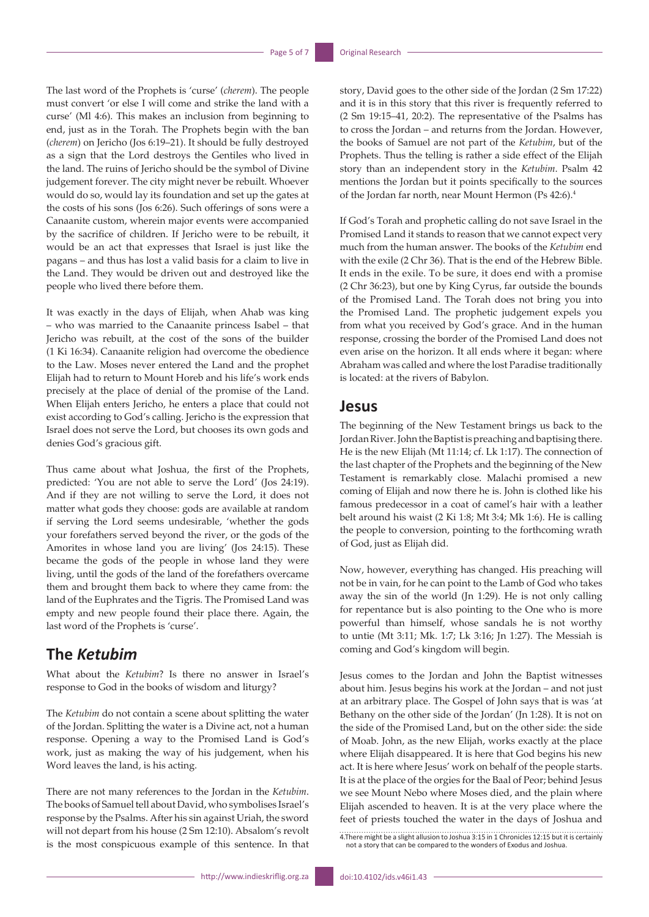The last word of the Prophets is 'curse' (*cherem*). The people must convert 'or else I will come and strike the land with a curse' (Ml 4:6). This makes an inclusion from beginning to end, just as in the Torah. The Prophets begin with the ban (*cherem*) on Jericho (Jos 6:19–21). It should be fully destroyed as a sign that the Lord destroys the Gentiles who lived in the land. The ruins of Jericho should be the symbol of Divine judgement forever. The city might never be rebuilt. Whoever would do so, would lay its foundation and set up the gates at the costs of his sons (Jos 6:26). Such offerings of sons were a Canaanite custom, wherein major events were accompanied by the sacrifice of children. If Jericho were to be rebuilt, it would be an act that expresses that Israel is just like the pagans – and thus has lost a valid basis for a claim to live in the Land. They would be driven out and destroyed like the people who lived there before them.

It was exactly in the days of Elijah, when Ahab was king – who was married to the Canaanite princess Isabel – that Jericho was rebuilt, at the cost of the sons of the builder (1 Ki 16:34). Canaanite religion had overcome the obedience to the Law. Moses never entered the Land and the prophet Elijah had to return to Mount Horeb and his life's work ends precisely at the place of denial of the promise of the Land. When Elijah enters Jericho, he enters a place that could not exist according to God's calling. Jericho is the expression that Israel does not serve the Lord, but chooses its own gods and denies God's gracious gift.

Thus came about what Joshua, the first of the Prophets, predicted: 'You are not able to serve the Lord' (Jos 24:19). And if they are not willing to serve the Lord, it does not matter what gods they choose: gods are available at random if serving the Lord seems undesirable, 'whether the gods your forefathers served beyond the river, or the gods of the Amorites in whose land you are living' (Jos 24:15). These became the gods of the people in whose land they were living, until the gods of the land of the forefathers overcame them and brought them back to where they came from: the land of the Euphrates and the Tigris. The Promised Land was empty and new people found their place there. Again, the last word of the Prophets is 'curse'.

## The *Ketubim*

What about the *Ketubim*? Is there no answer in Israel's response to God in the books of wisdom and liturgy?

The *Ketubim* do not contain a scene about splitting the water of the Jordan. Splitting the water is a Divine act, not a human response. Opening a way to the Promised Land is God's work, just as making the way of his judgement, when his Word leaves the land, is his acting.

There are not many references to the Jordan in the *Ketubim*. The books of Samuel tell about David, who symbolises Israel's response by the Psalms. After his sin against Uriah, the sword will not depart from his house (2 Sm 12:10). Absalom's revolt is the most conspicuous example of this sentence. In that story, David goes to the other side of the Jordan (2 Sm 17:22) and it is in this story that this river is frequently referred to (2 Sm 19:15–41, 20:2). The representative of the Psalms has to cross the Jordan – and returns from the Jordan. However, the books of Samuel are not part of the *Ketubim*, but of the Prophets. Thus the telling is rather a side effect of the Elijah story than an independent story in the *Ketubim*. Psalm 42 mentions the Jordan but it points specifically to the sources of the Jordan far north, near Mount Hermon (Ps 42:6).[4]

If God's Torah and prophetic calling do not save Israel in the Promised Land it stands to reason that we cannot expect very much from the human answer. The books of the *Ketubim* end with the exile (2 Chr 36). That is the end of the Hebrew Bible. It ends in the exile. To be sure, it does end with a promise (2 Chr 36:23), but one by King Cyrus, far outside the bounds of the Promised Land. The Torah does not bring you into the Promised Land. The prophetic judgement expels you from what you received by God's grace. And in the human response, crossing the border of the Promised Land does not even arise on the horizon. It all ends where it began: where Abraham was called and where the lost Paradise traditionally is located: at the rivers of Babylon.

## Jesus

The beginning of the New Testament brings us back to the Jordan River. John the Baptist is preaching and baptising there. He is the new Elijah (Mt 11:14; cf. Lk 1:17). The connection of the last chapter of the Prophets and the beginning of the New Testament is remarkably close. Malachi promised a new coming of Elijah and now there he is. John is clothed like his famous predecessor in a coat of camel's hair with a leather belt around his waist (2 Ki 1:8; Mt 3:4; Mk 1:6). He is calling the people to conversion, pointing to the forthcoming wrath of God, just as Elijah did.

Now, however, everything has changed. His preaching will not be in vain, for he can point to the Lamb of God who takes away the sin of the world (Jn 1:29). He is not only calling for repentance but is also pointing to the One who is more powerful than himself, whose sandals he is not worthy to untie (Mt 3:11; Mk. 1:7; Lk 3:16; Jn 1:27). The Messiah is coming and God's kingdom will begin.

Jesus comes to the Jordan and John the Baptist witnesses about him. Jesus begins his work at the Jordan – and not just at an arbitrary place. The Gospel of John says that is was 'at Bethany on the other side of the Jordan' (Jn 1:28). It is not on the side of the Promised Land, but on the other side: the side of Moab. John, as the new Elijah, works exactly at the place where Elijah disappeared. It is here that God begins his new act. It is here where Jesus' work on behalf of the people starts. It is at the place of the orgies for the Baal of Peor; behind Jesus we see Mount Nebo where Moses died, and the plain where Elijah ascended to heaven. It is at the very place where the feet of priests touched the water in the days of Joshua and

4. There might be a slight allusion to Joshua 3:15 in 1 Chronicles 12:15 but it is certainly not a story that can be compared to the wonders of Exodus and Joshua.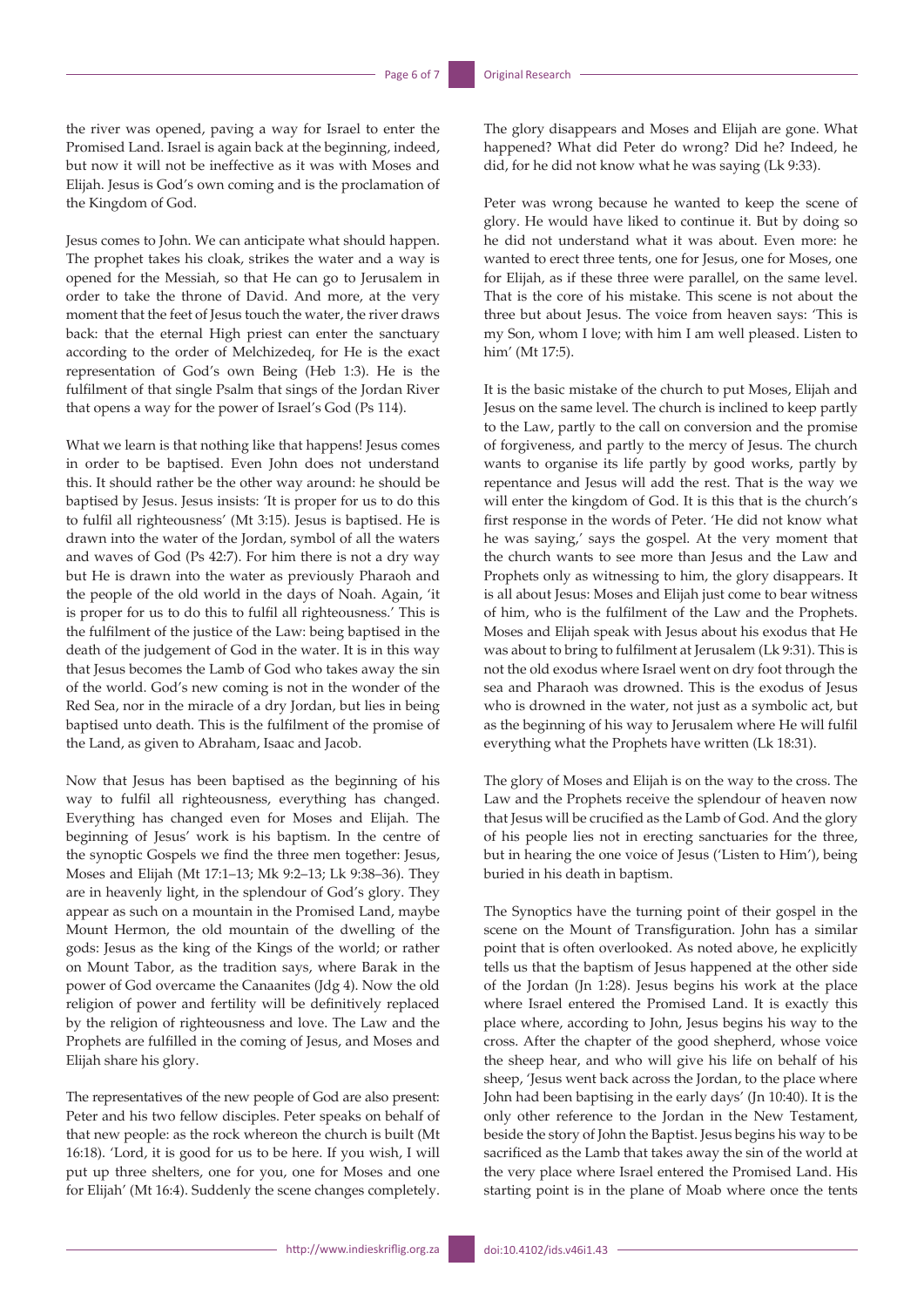the river was opened, paving a way for Israel to enter the Promised Land. Israel is again back at the beginning, indeed, but now it will not be ineffective as it was with Moses and Elijah. Jesus is God's own coming and is the proclamation of the Kingdom of God.

Jesus comes to John. We can anticipate what should happen. The prophet takes his cloak, strikes the water and a way is opened for the Messiah, so that He can go to Jerusalem in order to take the throne of David. And more, at the very moment that the feet of Jesus touch the water, the river draws back: that the eternal High priest can enter the sanctuary according to the order of Melchizedeq, for He is the exact representation of God's own Being (Heb 1:3). He is the fulfilment of that single Psalm that sings of the Jordan River that opens a way for the power of Israel's God (Ps 114).

What we learn is that nothing like that happens! Jesus comes in order to be baptised. Even John does not understand this. It should rather be the other way around: he should be baptised by Jesus. Jesus insists: 'It is proper for us to do this to fulfil all righteousness' (Mt 3:15). Jesus is baptised. He is drawn into the water of the Jordan, symbol of all the waters and waves of God (Ps 42:7). For him there is not a dry way but He is drawn into the water as previously Pharaoh and the people of the old world in the days of Noah. Again, 'it is proper for us to do this to fulfil all righteousness.' This is the fulfilment of the justice of the Law: being baptised in the death of the judgement of God in the water. It is in this way that Jesus becomes the Lamb of God who takes away the sin of the world. God's new coming is not in the wonder of the Red Sea, nor in the miracle of a dry Jordan, but lies in being baptised unto death. This is the fulfilment of the promise of the Land, as given to Abraham, Isaac and Jacob.

Now that Jesus has been baptised as the beginning of his way to fulfil all righteousness, everything has changed. Everything has changed even for Moses and Elijah. The beginning of Jesus' work is his baptism. In the centre of the synoptic Gospels we find the three men together: Jesus, Moses and Elijah (Mt 17:1–13; Mk 9:2–13; Lk 9:38–36). They are in heavenly light, in the splendour of God's glory. They appear as such on a mountain in the Promised Land, maybe Mount Hermon, the old mountain of the dwelling of the gods: Jesus as the king of the Kings of the world; or rather on Mount Tabor, as the tradition says, where Barak in the power of God overcame the Canaanites (Jdg 4). Now the old religion of power and fertility will be definitively replaced by the religion of righteousness and love. The Law and the Prophets are fulfilled in the coming of Jesus, and Moses and Elijah share his glory.

The representatives of the new people of God are also present: Peter and his two fellow disciples. Peter speaks on behalf of that new people: as the rock whereon the church is built (Mt 16:18). 'Lord, it is good for us to be here. If you wish, I will put up three shelters, one for you, one for Moses and one for Elijah' (Mt 16:4). Suddenly the scene changes completely. The glory disappears and Moses and Elijah are gone. What happened? What did Peter do wrong? Did he? Indeed, he did, for he did not know what he was saying (Lk 9:33).

Peter was wrong because he wanted to keep the scene of glory. He would have liked to continue it. But by doing so he did not understand what it was about. Even more: he wanted to erect three tents, one for Jesus, one for Moses, one for Elijah, as if these three were parallel, on the same level. That is the core of his mistake. This scene is not about the three but about Jesus. The voice from heaven says: 'This is my Son, whom I love; with him I am well pleased. Listen to him' (Mt 17:5).

It is the basic mistake of the church to put Moses, Elijah and Jesus on the same level. The church is inclined to keep partly to the Law, partly to the call on conversion and the promise of forgiveness, and partly to the mercy of Jesus. The church wants to organise its life partly by good works, partly by repentance and Jesus will add the rest. That is the way we will enter the kingdom of God. It is this that is the church's first response in the words of Peter. 'He did not know what he was saying,' says the gospel. At the very moment that the church wants to see more than Jesus and the Law and Prophets only as witnessing to him, the glory disappears. It is all about Jesus: Moses and Elijah just come to bear witness of him, who is the fulfilment of the Law and the Prophets. Moses and Elijah speak with Jesus about his exodus that He was about to bring to fulfilment at Jerusalem (Lk 9:31). This is not the old exodus where Israel went on dry foot through the sea and Pharaoh was drowned. This is the exodus of Jesus who is drowned in the water, not just as a symbolic act, but as the beginning of his way to Jerusalem where He will fulfil everything what the Prophets have written (Lk 18:31).

The glory of Moses and Elijah is on the way to the cross. The Law and the Prophets receive the splendour of heaven now that Jesus will be crucified as the Lamb of God. And the glory of his people lies not in erecting sanctuaries for the three, but in hearing the one voice of Jesus ('Listen to Him'), being buried in his death in baptism.

The Synoptics have the turning point of their gospel in the scene on the Mount of Transfiguration. John has a similar point that is often overlooked. As noted above, he explicitly tells us that the baptism of Jesus happened at the other side of the Jordan (Jn 1:28). Jesus begins his work at the place where Israel entered the Promised Land. It is exactly this place where, according to John, Jesus begins his way to the cross. After the chapter of the good shepherd, whose voice the sheep hear, and who will give his life on behalf of his sheep, 'Jesus went back across the Jordan, to the place where John had been baptising in the early days' (Jn 10:40). It is the only other reference to the Jordan in the New Testament, beside the story of John the Baptist. Jesus begins his way to be sacrificed as the Lamb that takes away the sin of the world at the very place where Israel entered the Promised Land. His starting point is in the plane of Moab where once the tents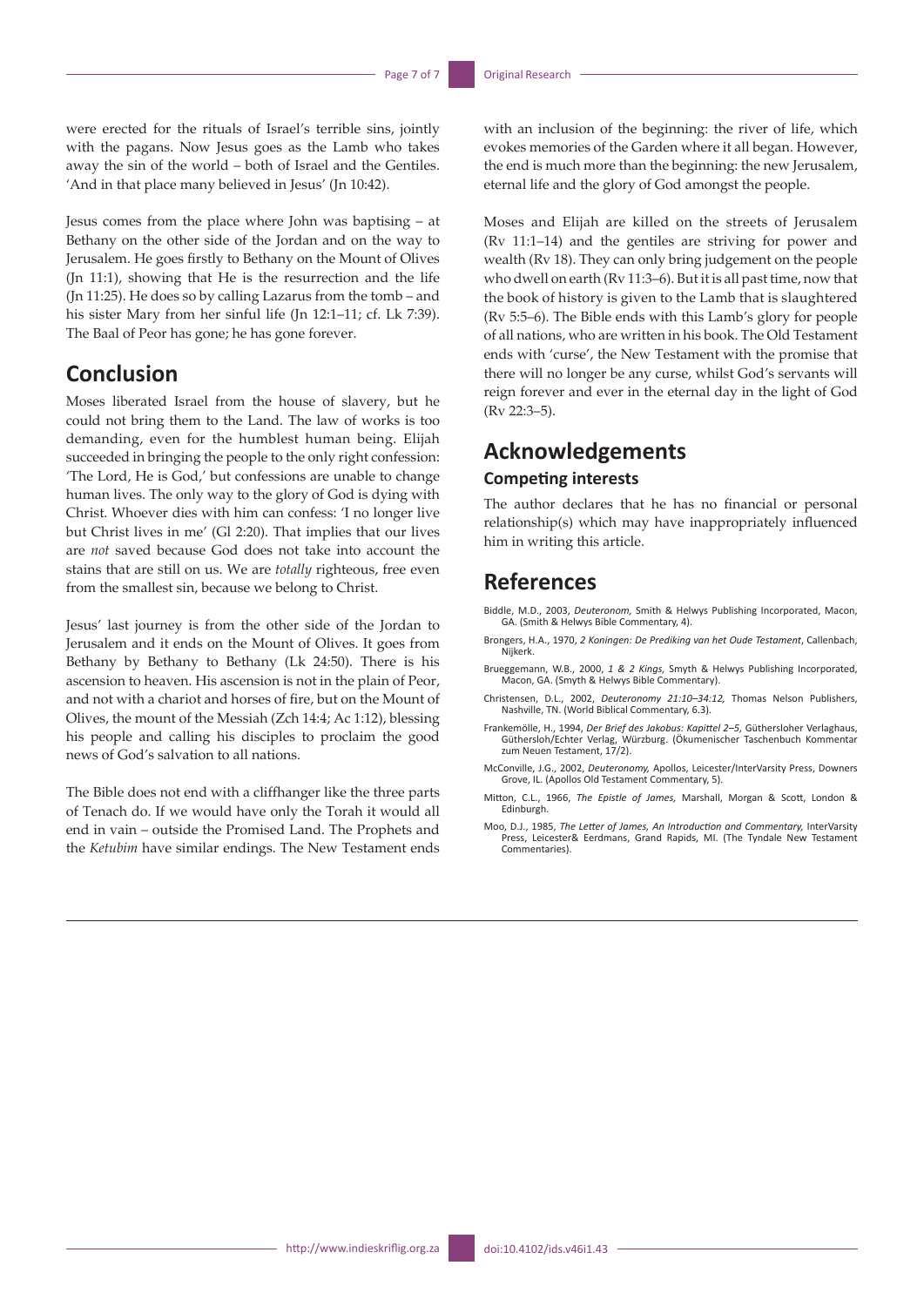were erected for the rituals of Israel's terrible sins, jointly with the pagans. Now Jesus goes as the Lamb who takes away the sin of the world – both of Israel and the Gentiles. 'And in that place many believed in Jesus' (Jn 10:42).

Jesus comes from the place where John was baptising – at Bethany on the other side of the Jordan and on the way to Jerusalem. He goes firstly to Bethany on the Mount of Olives (Jn 11:1), showing that He is the resurrection and the life (Jn 11:25). He does so by calling Lazarus from the tomb – and his sister Mary from her sinful life (Jn 12:1–11; cf. Lk 7:39). The Baal of Peor has gone; he has gone forever.

## Conclusion

Moses liberated Israel from the house of slavery, but he could not bring them to the Land. The law of works is too demanding, even for the humblest human being. Elijah succeeded in bringing the people to the only right confession: 'The Lord, He is God,' but confessions are unable to change human lives. The only way to the glory of God is dying with Christ. Whoever dies with him can confess: 'I no longer live but Christ lives in me' (Gl 2:20). That implies that our lives are *not* saved because God does not take into account the stains that are still on us. We are *totally* righteous, free even from the smallest sin, because we belong to Christ.

Jesus' last journey is from the other side of the Jordan to Jerusalem and it ends on the Mount of Olives. It goes from Bethany by Bethany to Bethany (Lk 24:50). There is his ascension to heaven. His ascension is not in the plain of Peor, and not with a chariot and horses of fire, but on the Mount of Olives, the mount of the Messiah (Zch 14:4; Ac 1:12), blessing his people and calling his disciples to proclaim the good news of God's salvation to all nations.

The Bible does not end with a cliffhanger like the three parts of Tenach do. If we would have only the Torah it would all end in vain – outside the Promised Land. The Prophets and the *Ketubim* have similar endings. The New Testament ends with an inclusion of the beginning: the river of life, which evokes memories of the Garden where it all began. However, the end is much more than the beginning: the new Jerusalem, eternal life and the glory of God amongst the people.

Moses and Elijah are killed on the streets of Jerusalem (Rv 11:1–14) and the gentiles are striving for power and wealth (Rv 18). They can only bring judgement on the people who dwell on earth (Rv 11:3–6). But it is all past time, now that the book of history is given to the Lamb that is slaughtered (Rv 5:5–6). The Bible ends with this Lamb's glory for people of all nations, who are written in his book. The Old Testament ends with 'curse', the New Testament with the promise that there will no longer be any curse, whilst God's servants will reign forever and ever in the eternal day in the light of God (Rv 22:3–5).

## Acknowledgements

### Competing interests

The author declares that he has no financial or personal relationship(s) which may have inappropriately influenced him in writing this article.

## References

Biddle, M.D., 2003, *Deuteronom,* Smith & Helwys Publishing Incorporated, Macon, GA. (Smith & Helwys Bible Commentary, 4).

Brongers, H.A., 1970, *2 Koningen: De Prediking van het Oude Testament*, Callenbach, Nijkerk.

Brueggemann, W.B., 2000, *1 & 2 Kings,* Smyth & Helwys Publishing Incorporated, Macon, GA. (Smyth & Helwys Bible Commentary).

Christensen, D.L., 2002, *Deuteronomy 21:10–34:12,* Thomas Nelson Publishers, Nashville, TN. (World Biblical Commentary, 6.3).

Frankemölle, H., 1994, *Der Brief des Jakobus: Kapittel 2–5,* Güthersloher Verlaghaus, Güthersloh/Echter Verlag, Würzburg. (Ökumenischer Taschenbuch Kommentar zum Neuen Testament, 17/2).

McConville, J.G., 2002, *Deuteronomy,* Apollos, Leicester/InterVarsity Press, Downers Grove, IL. (Apollos Old Testament Commentary, 5).

Mitton, C.L., 1966, *The Epistle of James,* Marshall, Morgan & Scott, London & Edinburgh.

Moo, D.J., 1985, *The Letter of James, An Introduction and Commentary,* InterVarsity Press, Leicester& Eerdmans, Grand Rapids, MI. (The Tyndale New Testament Commentaries).